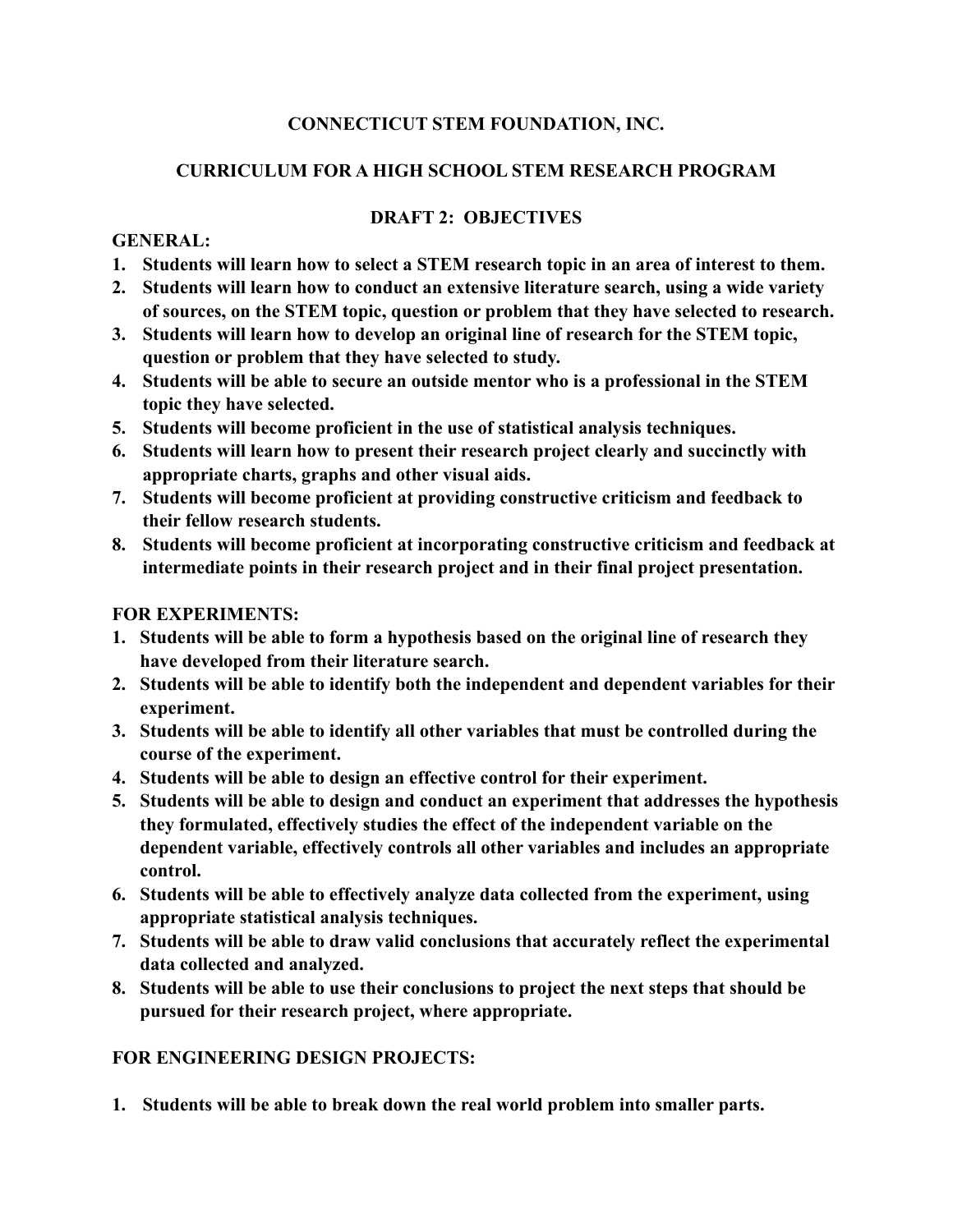# CONNECTICUT STEM FOUNDATION, INC.

## CURRICULUM FOR A HIGH SCHOOL STEM RESEARCH PROGRAM

### DRAFT 2: OBJECTIVES

**GENERAL:**

1. **Students will learn how to select a STEM research topic in an area of interest to them.**
2. **Students will learn how to conduct an extensive literature search, using a wide variety of sources, on the STEM topic, question or problem that they have selected to research.**
3. **Students will learn how to develop an original line of research for the STEM topic, question or problem that they have selected to study.**
4. **Students will be able to secure an outside mentor who is a professional in the STEM topic they have selected.**
5. **Students will become proficient in the use of statistical analysis techniques.**
6. **Students will learn how to present their research project clearly and succinctly with appropriate charts, graphs and other visual aids.**
7. **Students will become proficient at providing constructive criticism and feedback to their fellow research students.**
8. **Students will become proficient at incorporating constructive criticism and feedback at intermediate points in their research project and in their final project presentation.**

**FOR EXPERIMENTS:**

1. **Students will be able to form a hypothesis based on the original line of research they have developed from their literature search.**
2. **Students will be able to identify both the independent and dependent variables for their experiment.**
3. **Students will be able to identify all other variables that must be controlled during the course of the experiment.**
4. **Students will be able to design an effective control for their experiment.**
5. **Students will be able to design and conduct an experiment that addresses the hypothesis they formulated, effectively studies the effect of the independent variable on the dependent variable, effectively controls all other variables and includes an appropriate control.**
6. **Students will be able to effectively analyze data collected from the experiment, using appropriate statistical analysis techniques.**
7. **Students will be able to draw valid conclusions that accurately reflect the experimental data collected and analyzed.**
8. **Students will be able to use their conclusions to project the next steps that should be pursued for their research project, where appropriate.**

**FOR ENGINEERING DESIGN PROJECTS:**

1. **Students will be able to break down the real world problem into smaller parts.**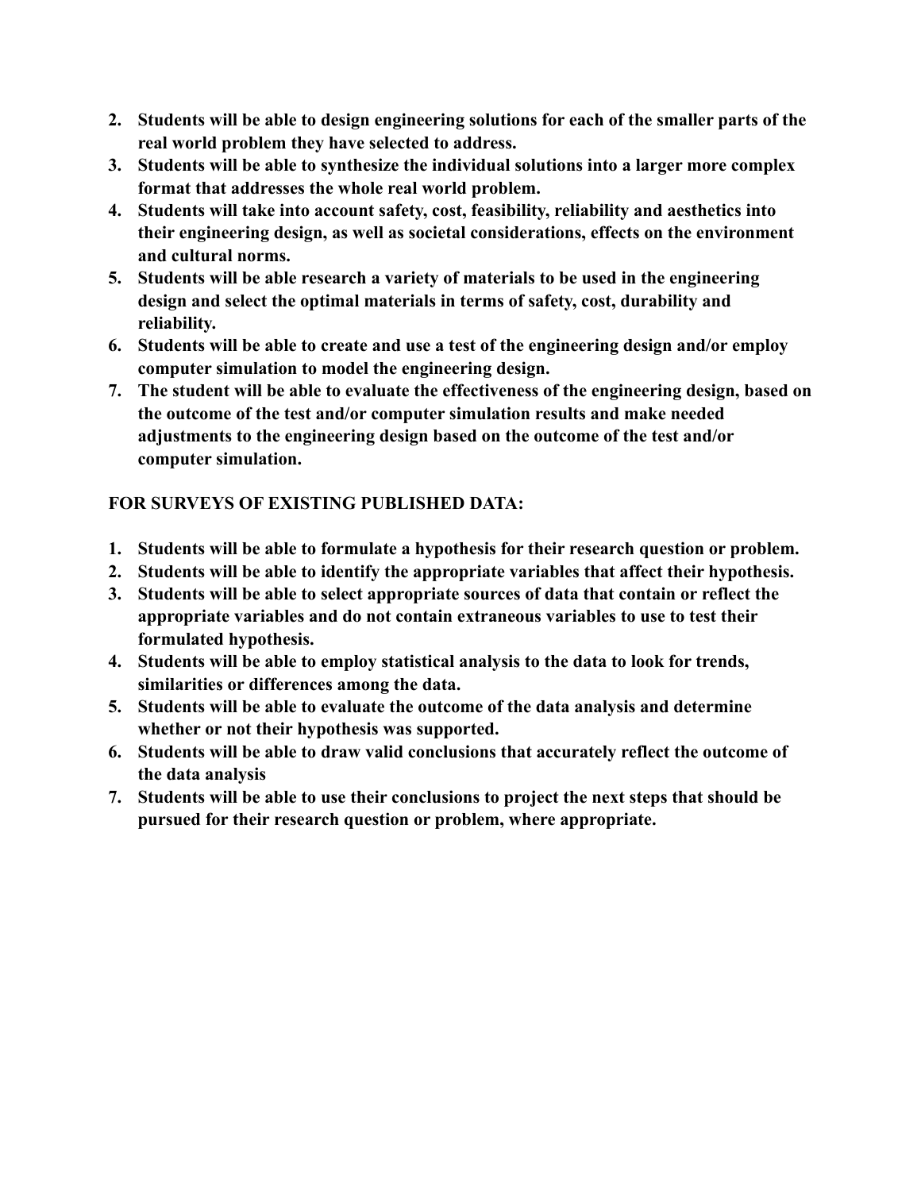2. **Students will be able to design engineering solutions for each of the smaller parts of the real world problem they have selected to address.**
3. **Students will be able to synthesize the individual solutions into a larger more complex format that addresses the whole real world problem.**
4. **Students will take into account safety, cost, feasibility, reliability and aesthetics into their engineering design, as well as societal considerations, effects on the environment and cultural norms.**
5. **Students will be able research a variety of materials to be used in the engineering design and select the optimal materials in terms of safety, cost, durability and reliability.**
6. **Students will be able to create and use a test of the engineering design and/or employ computer simulation to model the engineering design.**
7. **The student will be able to evaluate the effectiveness of the engineering design, based on the outcome of the test and/or computer simulation results and make needed adjustments to the engineering design based on the outcome of the test and/or computer simulation.**

**FOR SURVEYS OF EXISTING PUBLISHED DATA:**

1. **Students will be able to formulate a hypothesis for their research question or problem.**
2. **Students will be able to identify the appropriate variables that affect their hypothesis.**
3. **Students will be able to select appropriate sources of data that contain or reflect the appropriate variables and do not contain extraneous variables to use to test their formulated hypothesis.**
4. **Students will be able to employ statistical analysis to the data to look for trends, similarities or differences among the data.**
5. **Students will be able to evaluate the outcome of the data analysis and determine whether or not their hypothesis was supported.**
6. **Students will be able to draw valid conclusions that accurately reflect the outcome of the data analysis**
7. **Students will be able to use their conclusions to project the next steps that should be pursued for their research question or problem, where appropriate.**